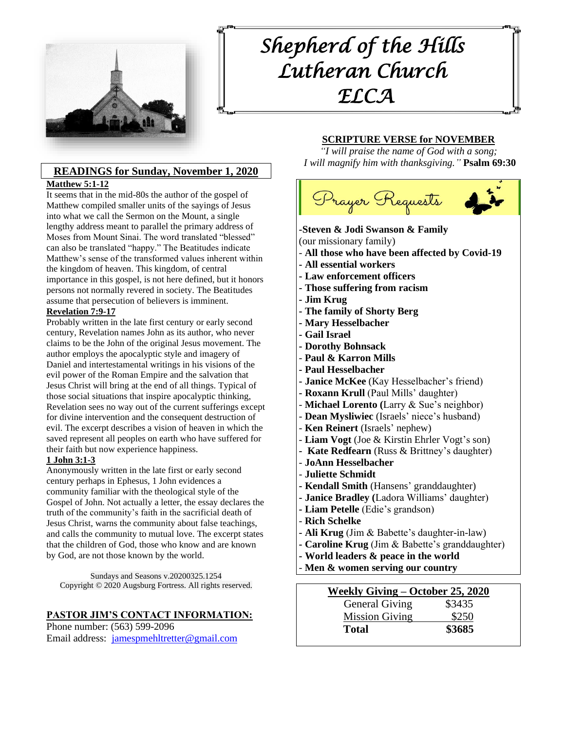# Shepherd of the Hills Lutheran Church ELCA

## SCRIPTURE VERSE for NOVEMBER

*"I will praise the name of God with a song; I will magnify him with thanksgiving."* **Psalm 69:30**

## READINGS for Sunday, November 1, 2020

**Matthew 5:1-12**

It seems that in the mid-80s the author of the gospel of Matthew compiled smaller units of the sayings of Jesus into what we call the Sermon on the Mount, a single lengthy address meant to parallel the primary address of Moses from Mount Sinai. The word translated "blessed" can also be translated "happy." The Beatitudes indicate Matthew's sense of the transformed values inherent within the kingdom of heaven. This kingdom, of central importance in this gospel, is not here defined, but it honors persons not normally revered in society. The Beatitudes assume that persecution of believers is imminent.

**Revelation 7:9-17**

Probably written in the late first century or early second century, Revelation names John as its author, who never claims to be the John of the original Jesus movement. The author employs the apocalyptic style and imagery of Daniel and intertestamental writings in his visions of the evil power of the Roman Empire and the salvation that Jesus Christ will bring at the end of all things. Typical of those social situations that inspire apocalyptic thinking, Revelation sees no way out of the current sufferings except for divine intervention and the consequent destruction of evil. The excerpt describes a vision of heaven in which the saved represent all peoples on earth who have suffered for their faith but now experience happiness.

**1 John 3:1-3**

Anonymously written in the late first or early second century perhaps in Ephesus, 1 John evidences a community familiar with the theological style of the Gospel of John. Not actually a letter, the essay declares the truth of the community's faith in the sacrificial death of Jesus Christ, warns the community about false teachings, and calls the community to mutual love. The excerpt states that the children of God, those who know and are known by God, are not those known by the world.

Sundays and Seasons v.20200325.1254
Copyright © 2020 Augsburg Fortress. All rights reserved.

## PASTOR JIM'S CONTACT INFORMATION:

Phone number: (563) 599-2096
Email address: jamespmehltretter@gmail.com

## Prayer Requests

- **Steven & Jodi Swanson & Family** (our missionary family)
- **All those who have been affected by Covid-19**
- **All essential workers**
- **Law enforcement officers**
- **Those suffering from racism**
- **Jim Krug**
- **The family of Shorty Berg**
- **Mary Hesselbacher**
- **Gail Israel**
- **Dorothy Bohnsack**
- **Paul & Karron Mills**
- **Paul Hesselbacher**
- **Janice McKee** (Kay Hesselbacher's friend)
- **Roxann Krull** (Paul Mills' daughter)
- **Michael Lorento (**Larry & Sue's neighbor)
- **Dean Mysliwiec** (Israels' niece's husband)
- **Ken Reinert** (Israels' nephew)
- **Liam Vogt** (Joe & Kirstin Ehrler Vogt's son)
- **Kate Redfearn** (Russ & Brittney's daughter)
- **JoAnn Hesselbacher**
- **Juliette Schmidt**
- **Kendall Smith** (Hansens' granddaughter)
- **Janice Bradley (**Ladora Williams' daughter)
- **Liam Petelle** (Edie's grandson)
- **Rich Schelke**
- **Ali Krug** (Jim & Babette's daughter-in-law)
- **Caroline Krug** (Jim & Babette's granddaughter)
- **World leaders & peace in the world**
- **Men & women serving our country**

## Weekly Giving – October 25, 2020

| | |
|---|---|
| General Giving | $3435 |
| Mission Giving | $250 |
| **Total** | **$3685** |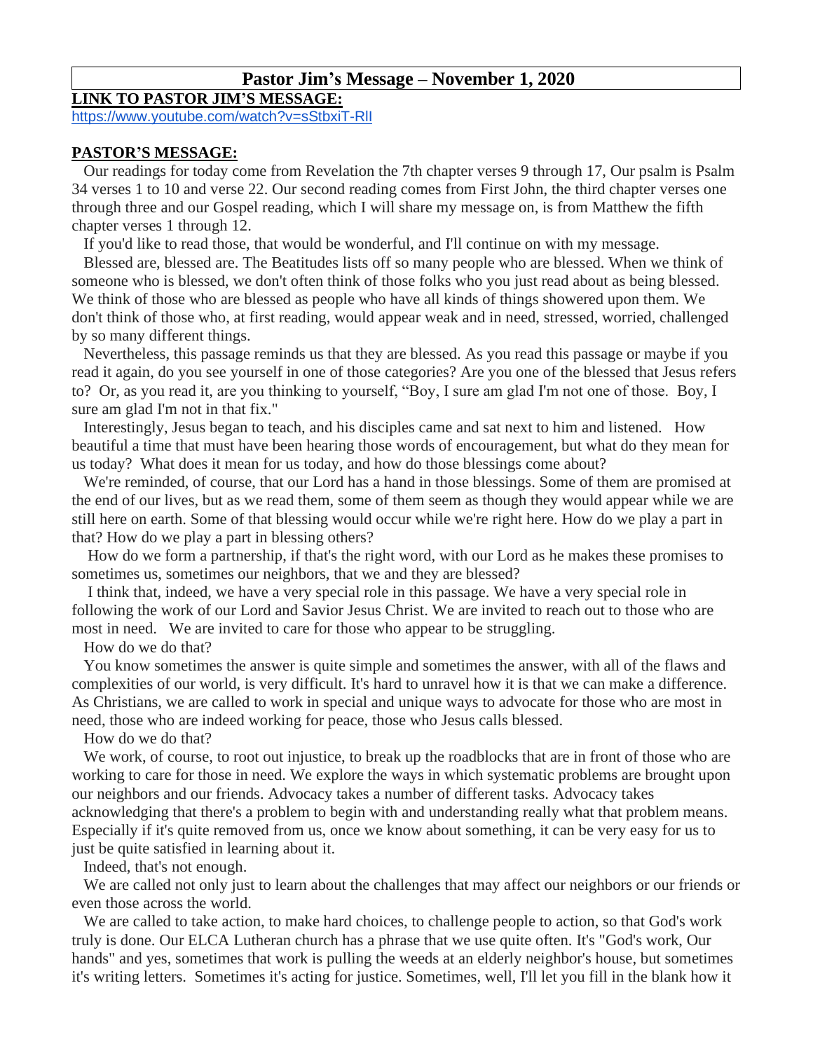# Pastor Jim's Message – November 1, 2020

**LINK TO PASTOR JIM'S MESSAGE:**

https://www.youtube.com/watch?v=sStbxiT-RlI

**PASTOR'S MESSAGE:**

Our readings for today come from Revelation the 7th chapter verses 9 through 17, Our psalm is Psalm 34 verses 1 to 10 and verse 22. Our second reading comes from First John, the third chapter verses one through three and our Gospel reading, which I will share my message on, is from Matthew the fifth chapter verses 1 through 12.

If you'd like to read those, that would be wonderful, and I'll continue on with my message.

Blessed are, blessed are. The Beatitudes lists off so many people who are blessed. When we think of someone who is blessed, we don't often think of those folks who you just read about as being blessed. We think of those who are blessed as people who have all kinds of things showered upon them. We don't think of those who, at first reading, would appear weak and in need, stressed, worried, challenged by so many different things.

Nevertheless, this passage reminds us that they are blessed. As you read this passage or maybe if you read it again, do you see yourself in one of those categories? Are you one of the blessed that Jesus refers to? Or, as you read it, are you thinking to yourself, "Boy, I sure am glad I'm not one of those. Boy, I sure am glad I'm not in that fix."

Interestingly, Jesus began to teach, and his disciples came and sat next to him and listened. How beautiful a time that must have been hearing those words of encouragement, but what do they mean for us today? What does it mean for us today, and how do those blessings come about?

We're reminded, of course, that our Lord has a hand in those blessings. Some of them are promised at the end of our lives, but as we read them, some of them seem as though they would appear while we are still here on earth. Some of that blessing would occur while we're right here. How do we play a part in that? How do we play a part in blessing others?

How do we form a partnership, if that's the right word, with our Lord as he makes these promises to sometimes us, sometimes our neighbors, that we and they are blessed?

I think that, indeed, we have a very special role in this passage. We have a very special role in following the work of our Lord and Savior Jesus Christ. We are invited to reach out to those who are most in need. We are invited to care for those who appear to be struggling.

How do we do that?

You know sometimes the answer is quite simple and sometimes the answer, with all of the flaws and complexities of our world, is very difficult. It's hard to unravel how it is that we can make a difference. As Christians, we are called to work in special and unique ways to advocate for those who are most in need, those who are indeed working for peace, those who Jesus calls blessed.

How do we do that?

We work, of course, to root out injustice, to break up the roadblocks that are in front of those who are working to care for those in need. We explore the ways in which systematic problems are brought upon our neighbors and our friends. Advocacy takes a number of different tasks. Advocacy takes acknowledging that there's a problem to begin with and understanding really what that problem means. Especially if it's quite removed from us, once we know about something, it can be very easy for us to just be quite satisfied in learning about it.

Indeed, that's not enough.

We are called not only just to learn about the challenges that may affect our neighbors or our friends or even those across the world.

We are called to take action, to make hard choices, to challenge people to action, so that God's work truly is done. Our ELCA Lutheran church has a phrase that we use quite often. It's "God's work, Our hands" and yes, sometimes that work is pulling the weeds at an elderly neighbor's house, but sometimes it's writing letters. Sometimes it's acting for justice. Sometimes, well, I'll let you fill in the blank how it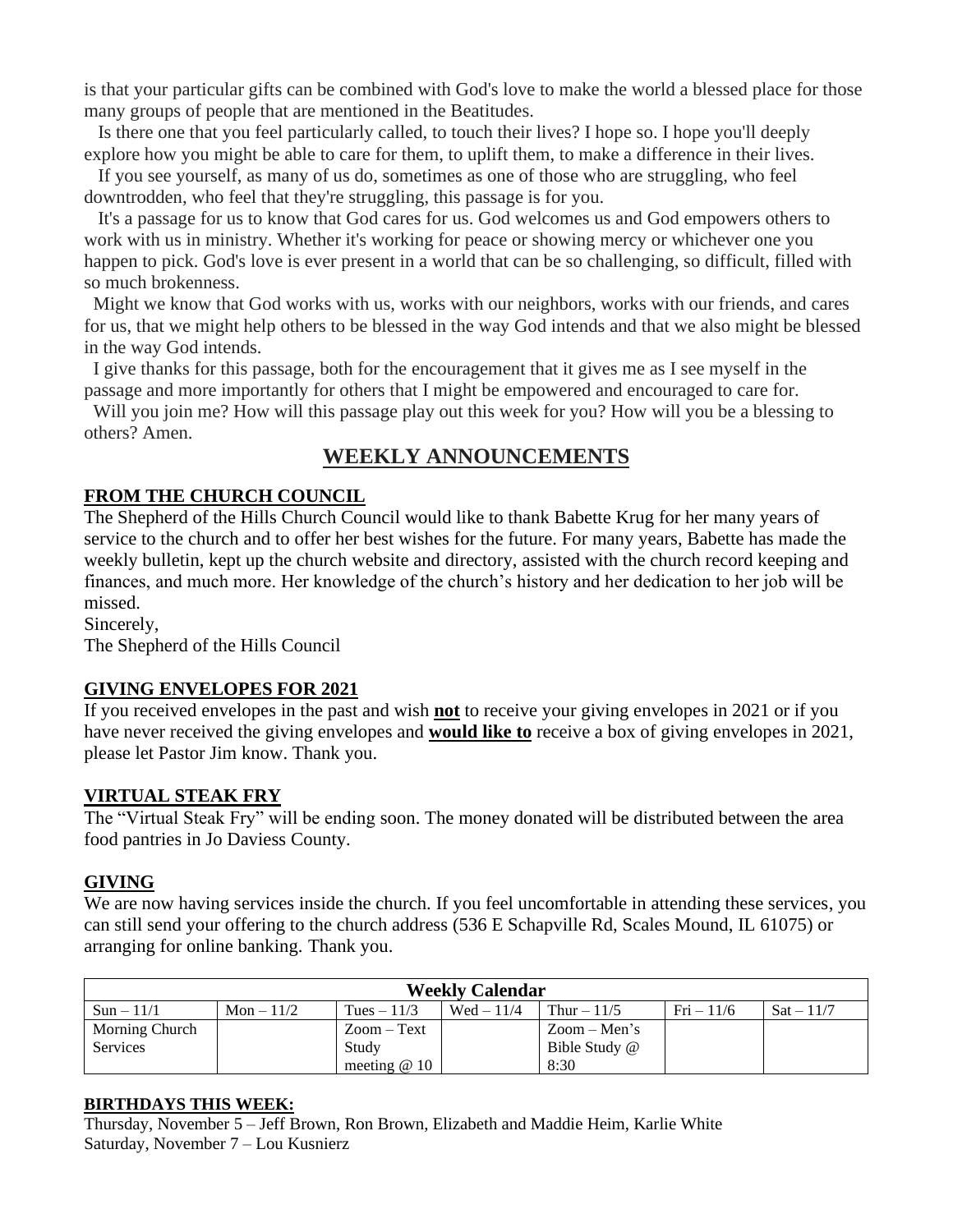is that your particular gifts can be combined with God's love to make the world a blessed place for those many groups of people that are mentioned in the Beatitudes.

Is there one that you feel particularly called, to touch their lives? I hope so. I hope you'll deeply explore how you might be able to care for them, to uplift them, to make a difference in their lives.

If you see yourself, as many of us do, sometimes as one of those who are struggling, who feel downtrodden, who feel that they're struggling, this passage is for you.

It's a passage for us to know that God cares for us. God welcomes us and God empowers others to work with us in ministry. Whether it's working for peace or showing mercy or whichever one you happen to pick. God's love is ever present in a world that can be so challenging, so difficult, filled with so much brokenness.

Might we know that God works with us, works with our neighbors, works with our friends, and cares for us, that we might help others to be blessed in the way God intends and that we also might be blessed in the way God intends.

I give thanks for this passage, both for the encouragement that it gives me as I see myself in the passage and more importantly for others that I might be empowered and encouraged to care for.

Will you join me? How will this passage play out this week for you? How will you be a blessing to others? Amen.

# WEEKLY ANNOUNCEMENTS

**FROM THE CHURCH COUNCIL**

The Shepherd of the Hills Church Council would like to thank Babette Krug for her many years of service to the church and to offer her best wishes for the future. For many years, Babette has made the weekly bulletin, kept up the church website and directory, assisted with the church record keeping and finances, and much more. Her knowledge of the church's history and her dedication to her job will be missed.

Sincerely,
The Shepherd of the Hills Council

**GIVING ENVELOPES FOR 2021**

If you received envelopes in the past and wish **not** to receive your giving envelopes in 2021 or if you have never received the giving envelopes and **would like to** receive a box of giving envelopes in 2021, please let Pastor Jim know. Thank you.

**VIRTUAL STEAK FRY**

The "Virtual Steak Fry" will be ending soon. The money donated will be distributed between the area food pantries in Jo Daviess County.

**GIVING**

We are now having services inside the church. If you feel uncomfortable in attending these services, you can still send your offering to the church address (536 E Schapville Rd, Scales Mound, IL 61075) or arranging for online banking. Thank you.

| Weekly Calendar | | | | | | |
|---|---|---|---|---|---|---|
| Sun – 11/1 | Mon – 11/2 | Tues – 11/3 | Wed – 11/4 | Thur – 11/5 | Fri – 11/6 | Sat – 11/7 |
| Morning Church Services | | Zoom – Text Study meeting @ 10 | | Zoom – Men's Bible Study @ 8:30 | | |

**BIRTHDAYS THIS WEEK:**

Thursday, November 5 – Jeff Brown, Ron Brown, Elizabeth and Maddie Heim, Karlie White
Saturday, November 7 – Lou Kusnierz